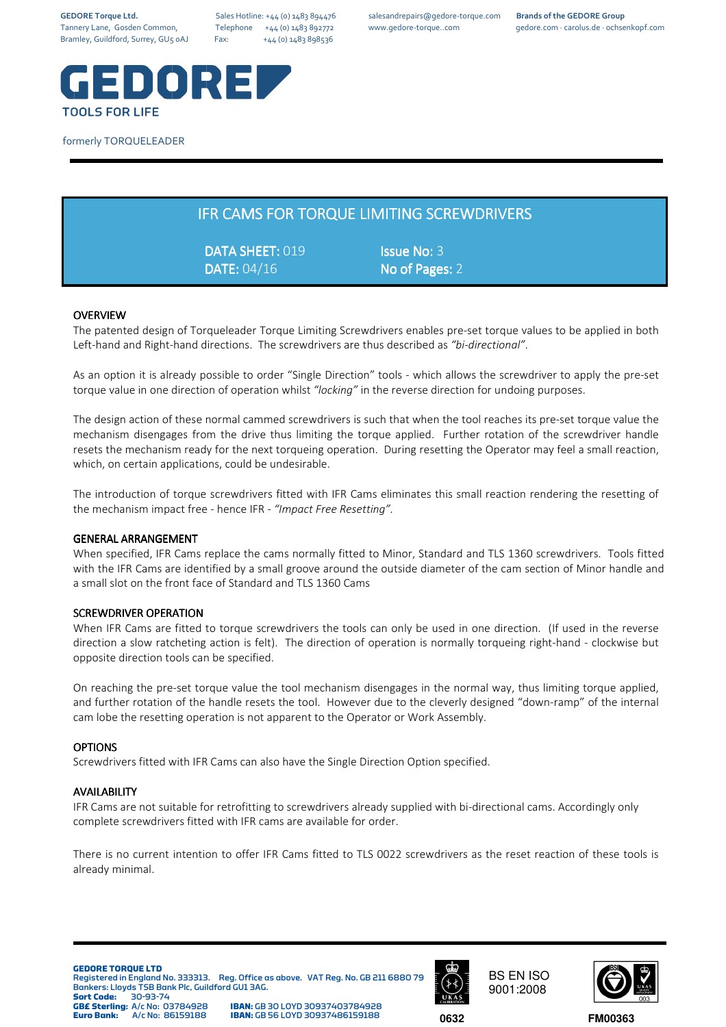GEDORE Torque Ltd.
Tannery Lane, Gosden Common,
Bramley, Guildford, Surrey, GU5 0AJ

Sales Hotline: +44 (0) 1483 894476
Telephone +44 (0) 1483 892772
Fax: +44 (0) 1483 898536

salesandrepairs@gedore-torque.com
www.gedore-torque..com

**Brands of the GEDORE Group**
gedore.com · carolus.de · ochsenkopf.com

# GEDORE

TOOLS FOR LIFE

formerly TORQUELEADER

## IFR CAMS FOR TORQUE LIMITING SCREWDRIVERS

**DATA SHEET:** 019
**DATE:** 04/16

**Issue No:** 3
**No of Pages:** 2

### OVERVIEW

The patented design of Torqueleader Torque Limiting Screwdrivers enables pre-set torque values to be applied in both Left-hand and Right-hand directions. The screwdrivers are thus described as *"bi-directional"*.

As an option it is already possible to order "Single Direction" tools - which allows the screwdriver to apply the pre-set torque value in one direction of operation whilst *"locking"* in the reverse direction for undoing purposes.

The design action of these normal cammed screwdrivers is such that when the tool reaches its pre-set torque value the mechanism disengages from the drive thus limiting the torque applied. Further rotation of the screwdriver handle resets the mechanism ready for the next torqueing operation. During resetting the Operator may feel a small reaction, which, on certain applications, could be undesirable.

The introduction of torque screwdrivers fitted with IFR Cams eliminates this small reaction rendering the resetting of the mechanism impact free - hence IFR - *"Impact Free Resetting"*.

### GENERAL ARRANGEMENT

When specified, IFR Cams replace the cams normally fitted to Minor, Standard and TLS 1360 screwdrivers. Tools fitted with the IFR Cams are identified by a small groove around the outside diameter of the cam section of Minor handle and a small slot on the front face of Standard and TLS 1360 Cams

### SCREWDRIVER OPERATION

When IFR Cams are fitted to torque screwdrivers the tools can only be used in one direction. (If used in the reverse direction a slow ratcheting action is felt). The direction of operation is normally torqueing right-hand - clockwise but opposite direction tools can be specified.

On reaching the pre-set torque value the tool mechanism disengages in the normal way, thus limiting torque applied, and further rotation of the handle resets the tool. However due to the cleverly designed "down-ramp" of the internal cam lobe the resetting operation is not apparent to the Operator or Work Assembly.

### OPTIONS

Screwdrivers fitted with IFR Cams can also have the Single Direction Option specified.

### AVAILABILITY

IFR Cams are not suitable for retrofitting to screwdrivers already supplied with bi-directional cams. Accordingly only complete screwdrivers fitted with IFR cams are available for order.

There is no current intention to offer IFR Cams fitted to TLS 0022 screwdrivers as the reset reaction of these tools is already minimal.

**GEDORE TORQUE LTD**
Registered in England No. 333313. Reg. Office as above. VAT Reg. No. GB 211 6880 79
Bankers: Lloyds TSB Bank Plc, Guildford GU1 3AG.
**Sort Code:** 30-93-74
**GB£ Sterling:** A/c No: 03784928 **IBAN:** GB 30 LOYD 30937403784928
**Euro Bank:** A/c No: 86159188 **IBAN:** GB 56 LOYD 30937486159188

0632

BS EN ISO 9001:2008

FM00363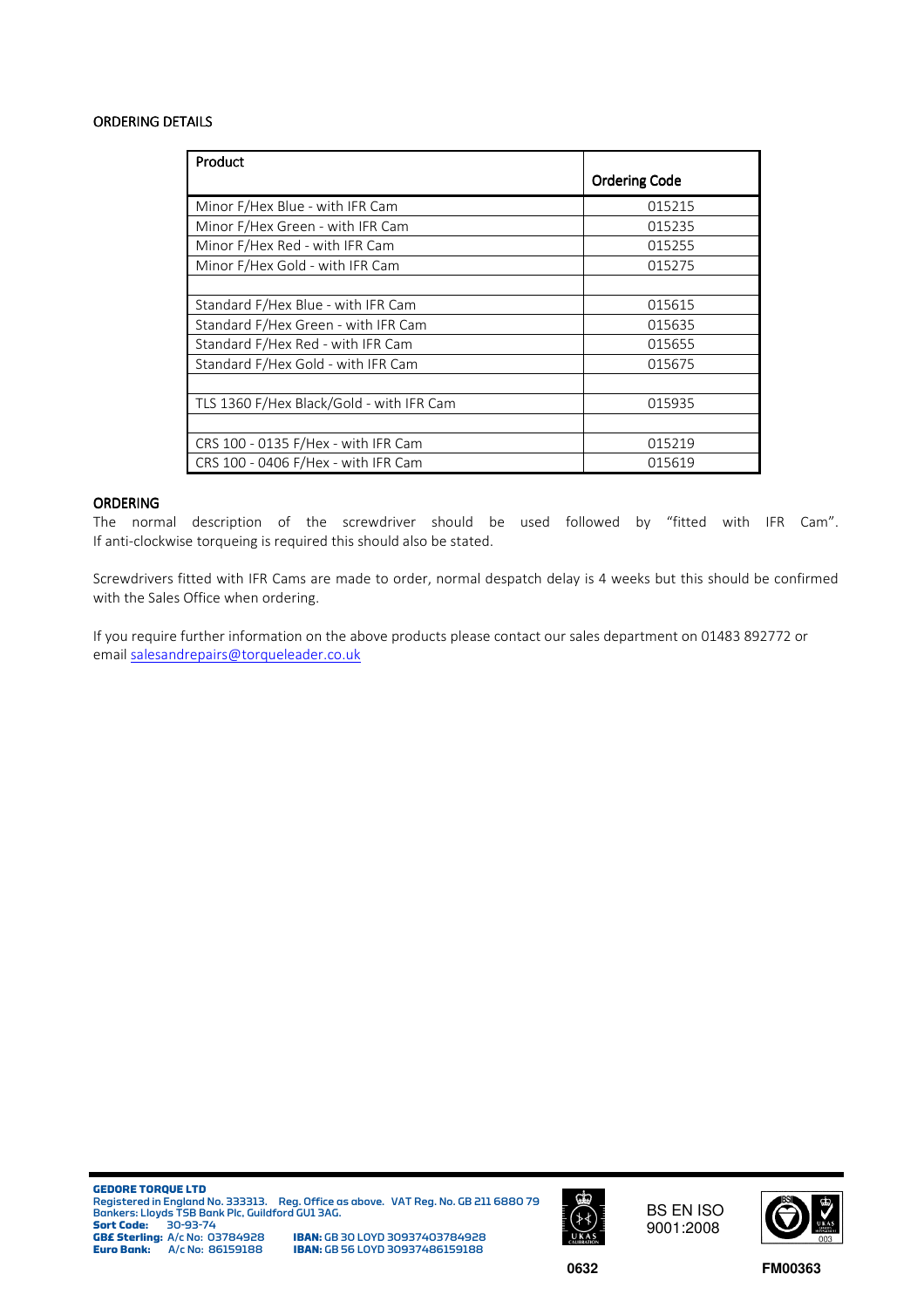## ORDERING DETAILS

| Product | Ordering Code |
|---|---|
| Minor F/Hex Blue - with IFR Cam | 015215 |
| Minor F/Hex Green - with IFR Cam | 015235 |
| Minor F/Hex Red - with IFR Cam | 015255 |
| Minor F/Hex Gold - with IFR Cam | 015275 |
| | |
| Standard F/Hex Blue - with IFR Cam | 015615 |
| Standard F/Hex Green - with IFR Cam | 015635 |
| Standard F/Hex Red - with IFR Cam | 015655 |
| Standard F/Hex Gold - with IFR Cam | 015675 |
| | |
| TLS 1360 F/Hex Black/Gold - with IFR Cam | 015935 |
| | |
| CRS 100 - 0135 F/Hex - with IFR Cam | 015219 |
| CRS 100 - 0406 F/Hex - with IFR Cam | 015619 |

## ORDERING

The normal description of the screwdriver should be used followed by "fitted with IFR Cam". If anti-clockwise torqueing is required this should also be stated.

Screwdrivers fitted with IFR Cams are made to order, normal despatch delay is 4 weeks but this should be confirmed with the Sales Office when ordering.

If you require further information on the above products please contact our sales department on 01483 892772 or email salesandrepairs@torqueleader.co.uk

**GEDORE TORQUE LTD**
Registered in England No. 333313. Reg. Office as above. VAT Reg. No. GB 211 6880 79
Bankers: Lloyds TSB Bank Plc, Guildford GU1 3AG.
**Sort Code:** 30-93-74
**GB£ Sterling:** A/c No: 03784928 **IBAN:** GB 30 LOYD 30937403784928
**Euro Bank:** A/c No: 86159188 **IBAN:** GB 56 LOYD 30937486159188

0632

BS EN ISO 9001:2008

FM00363